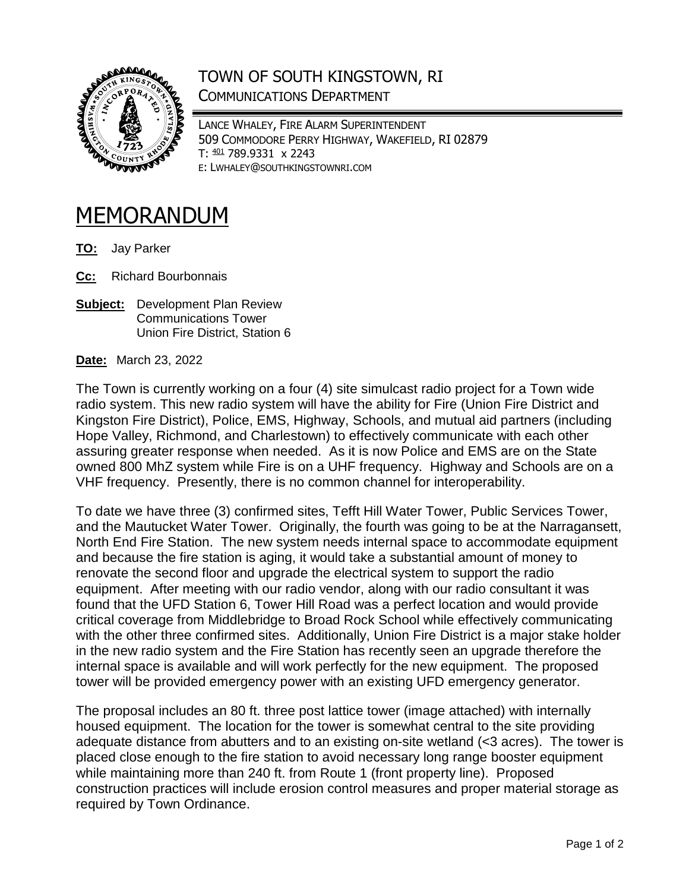# TOWN OF SOUTH KINGSTOWN, RI

## COMMUNICATIONS DEPARTMENT

LANCE WHALEY, FIRE ALARM SUPERINTENDENT
509 COMMODORE PERRY HIGHWAY, WAKEFIELD, RI 02879
T: 401 789.9331 x 2243
E: LWHALEY@SOUTHKINGSTOWNRI.COM

# MEMORANDUM

**TO:** Jay Parker

**Cc:** Richard Bourbonnais

**Subject:** Development Plan Review
Communications Tower
Union Fire District, Station 6

**Date:** March 23, 2022

The Town is currently working on a four (4) site simulcast radio project for a Town wide radio system. This new radio system will have the ability for Fire (Union Fire District and Kingston Fire District), Police, EMS, Highway, Schools, and mutual aid partners (including Hope Valley, Richmond, and Charlestown) to effectively communicate with each other assuring greater response when needed. As it is now Police and EMS are on the State owned 800 MhZ system while Fire is on a UHF frequency. Highway and Schools are on a VHF frequency. Presently, there is no common channel for interoperability.

To date we have three (3) confirmed sites, Tefft Hill Water Tower, Public Services Tower, and the Mautucket Water Tower. Originally, the fourth was going to be at the Narragansett, North End Fire Station. The new system needs internal space to accommodate equipment and because the fire station is aging, it would take a substantial amount of money to renovate the second floor and upgrade the electrical system to support the radio equipment. After meeting with our radio vendor, along with our radio consultant it was found that the UFD Station 6, Tower Hill Road was a perfect location and would provide critical coverage from Middlebridge to Broad Rock School while effectively communicating with the other three confirmed sites. Additionally, Union Fire District is a major stake holder in the new radio system and the Fire Station has recently seen an upgrade therefore the internal space is available and will work perfectly for the new equipment. The proposed tower will be provided emergency power with an existing UFD emergency generator.

The proposal includes an 80 ft. three post lattice tower (image attached) with internally housed equipment. The location for the tower is somewhat central to the site providing adequate distance from abutters and to an existing on-site wetland (<3 acres). The tower is placed close enough to the fire station to avoid necessary long range booster equipment while maintaining more than 240 ft. from Route 1 (front property line). Proposed construction practices will include erosion control measures and proper material storage as required by Town Ordinance.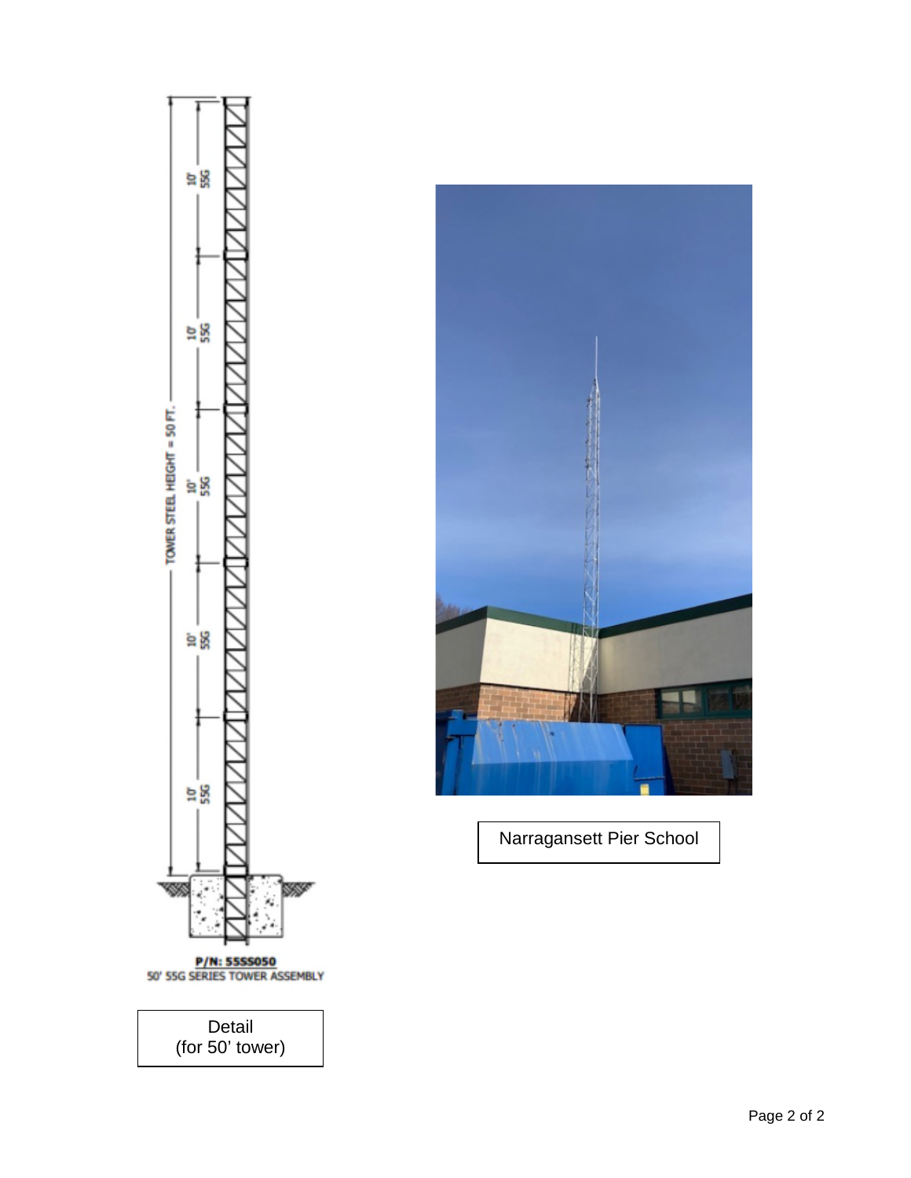TOWER STEEL HEIGHT = 50 FT.

10' 55G

10' 55G

10' 55G

10' 55G

10' 55G

**P/N: 555S050**

50' 55G SERIES TOWER ASSEMBLY

Detail
(for 50' tower)

Narragansett Pier School